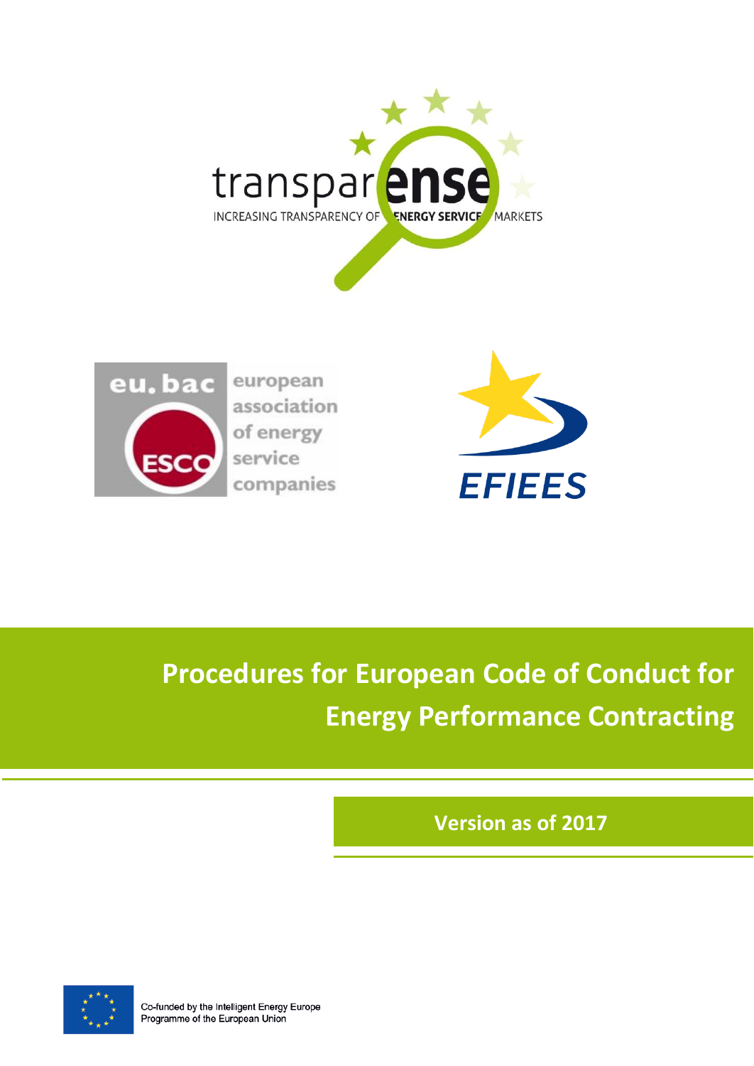transparense

INCREASING TRANSPARENCY OF ENERGY SERVICE MARKETS

eu.bac ESCO european association of energy service companies

EFIEES

# Procedures for European Code of Conduct for Energy Performance Contracting

**Version as of 2017**

Co-funded by the Intelligent Energy Europe Programme of the European Union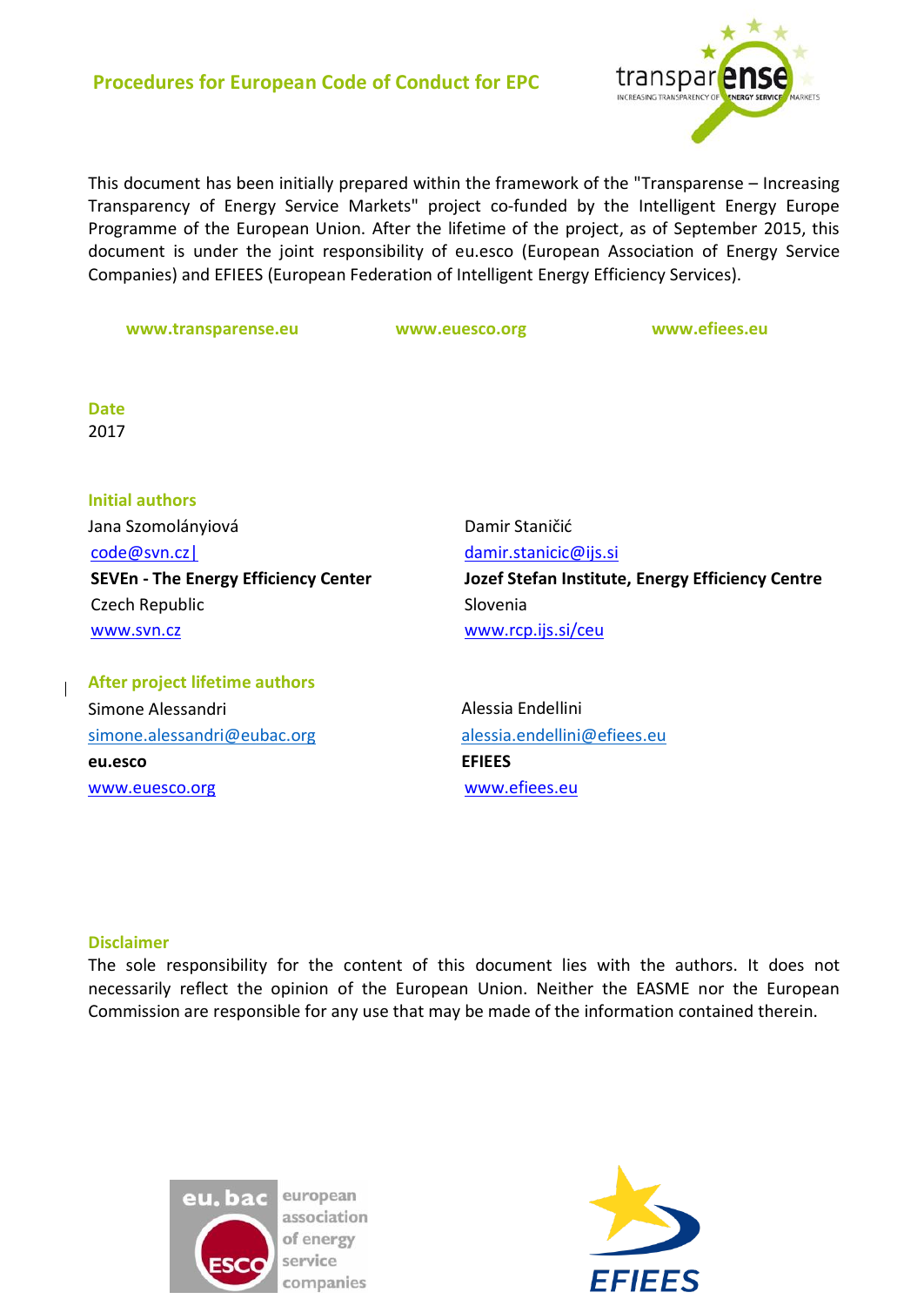**Procedures for European Code of Conduct for EPC**

This document has been initially prepared within the framework of the "Transparense – Increasing Transparency of Energy Service Markets" project co-funded by the Intelligent Energy Europe Programme of the European Union. After the lifetime of the project, as of September 2015, this document is under the joint responsibility of eu.esco (European Association of Energy Service Companies) and EFIEES (European Federation of Intelligent Energy Efficiency Services).

**www.transparense.eu** **www.euesco.org** **www.efiees.eu**

**Date**

2017

**Initial authors**

Jana Szomolányiová
code@svn.cz
**SEVEn - The Energy Efficiency Center**
Czech Republic
www.svn.cz

Damir Staničić
damir.stanicic@ijs.si
**Jozef Stefan Institute, Energy Efficiency Centre**
Slovenia
www.rcp.ijs.si/ceu

**After project lifetime authors**

Simone Alessandri
simone.alessandri@eubac.org
**eu.esco**
www.euesco.org

Alessia Endellini
alessia.endellini@efiees.eu
**EFIEES**
www.efiees.eu

**Disclaimer**

The sole responsibility for the content of this document lies with the authors. It does not necessarily reflect the opinion of the European Union. Neither the EASME nor the European Commission are responsible for any use that may be made of the information contained therein.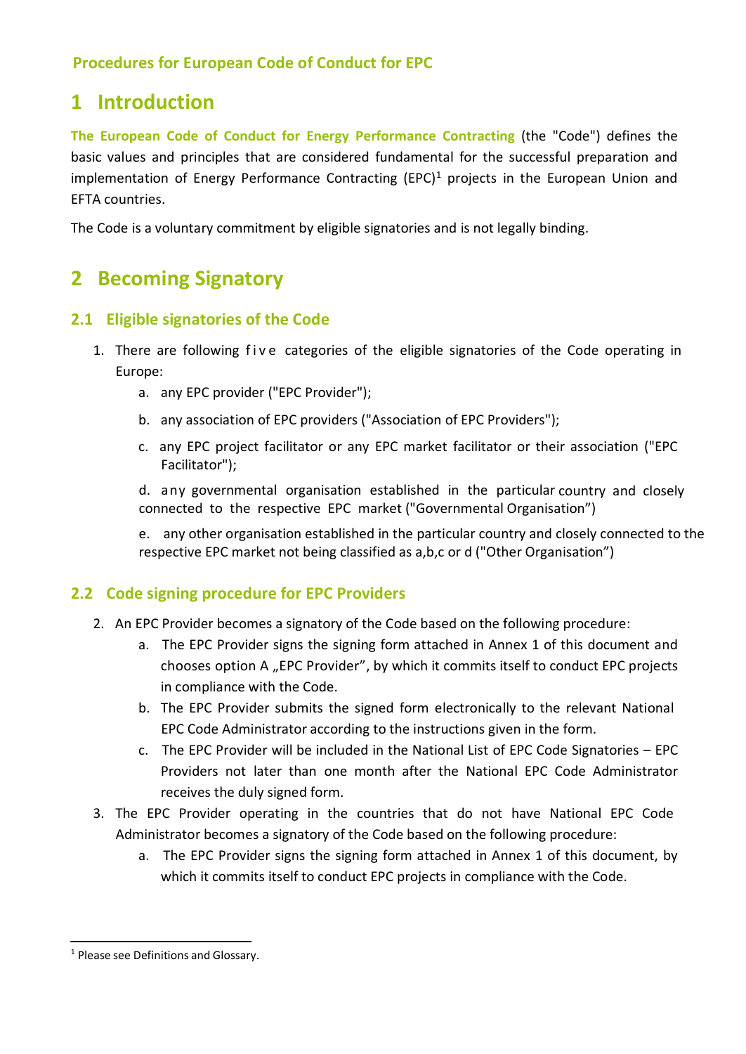**Procedures for European Code of Conduct for EPC**

# 1 Introduction

**The European Code of Conduct for Energy Performance Contracting** (the "Code") defines the basic values and principles that are considered fundamental for the successful preparation and implementation of Energy Performance Contracting (EPC)[1] projects in the European Union and EFTA countries.

The Code is a voluntary commitment by eligible signatories and is not legally binding.

# 2 Becoming Signatory

## 2.1 Eligible signatories of the Code

1. There are following five categories of the eligible signatories of the Code operating in Europe:
    a. any EPC provider ("EPC Provider");
    b. any association of EPC providers ("Association of EPC Providers");
    c. any EPC project facilitator or any EPC market facilitator or their association ("EPC Facilitator");
    d. any governmental organisation established in the particular country and closely connected to the respective EPC market ("Governmental Organisation")
    e. any other organisation established in the particular country and closely connected to the respective EPC market not being classified as a,b,c or d ("Other Organisation")

## 2.2 Code signing procedure for EPC Providers

2. An EPC Provider becomes a signatory of the Code based on the following procedure:
    a. The EPC Provider signs the signing form attached in Annex 1 of this document and chooses option A „EPC Provider", by which it commits itself to conduct EPC projects in compliance with the Code.
    b. The EPC Provider submits the signed form electronically to the relevant National EPC Code Administrator according to the instructions given in the form.
    c. The EPC Provider will be included in the National List of EPC Code Signatories – EPC Providers not later than one month after the National EPC Code Administrator receives the duly signed form.
3. The EPC Provider operating in the countries that do not have National EPC Code Administrator becomes a signatory of the Code based on the following procedure:
    a. The EPC Provider signs the signing form attached in Annex 1 of this document, by which it commits itself to conduct EPC projects in compliance with the Code.

[1] Please see Definitions and Glossary.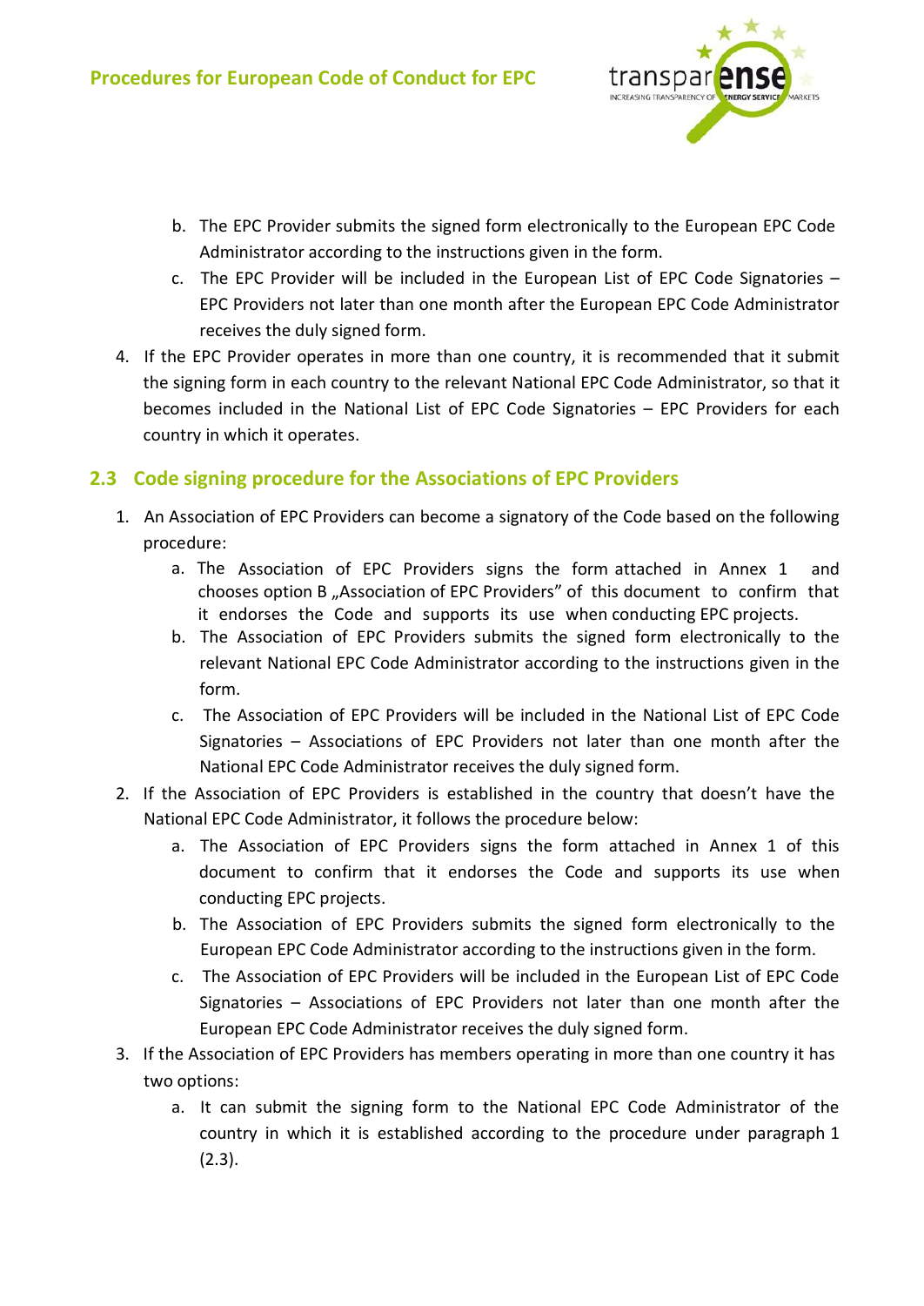b. The EPC Provider submits the signed form electronically to the European EPC Code Administrator according to the instructions given in the form.

   c. The EPC Provider will be included in the European List of EPC Code Signatories – EPC Providers not later than one month after the European EPC Code Administrator receives the duly signed form.

4. If the EPC Provider operates in more than one country, it is recommended that it submit the signing form in each country to the relevant National EPC Code Administrator, so that it becomes included in the National List of EPC Code Signatories – EPC Providers for each country in which it operates.

## 2.3 Code signing procedure for the Associations of EPC Providers

1. An Association of EPC Providers can become a signatory of the Code based on the following procedure:
   a. The Association of EPC Providers signs the form attached in Annex 1 and chooses option B „Association of EPC Providers" of this document to confirm that it endorses the Code and supports its use when conducting EPC projects.
   b. The Association of EPC Providers submits the signed form electronically to the relevant National EPC Code Administrator according to the instructions given in the form.
   c. The Association of EPC Providers will be included in the National List of EPC Code Signatories – Associations of EPC Providers not later than one month after the National EPC Code Administrator receives the duly signed form.
2. If the Association of EPC Providers is established in the country that doesn't have the National EPC Code Administrator, it follows the procedure below:
   a. The Association of EPC Providers signs the form attached in Annex 1 of this document to confirm that it endorses the Code and supports its use when conducting EPC projects.
   b. The Association of EPC Providers submits the signed form electronically to the European EPC Code Administrator according to the instructions given in the form.
   c. The Association of EPC Providers will be included in the European List of EPC Code Signatories – Associations of EPC Providers not later than one month after the European EPC Code Administrator receives the duly signed form.
3. If the Association of EPC Providers has members operating in more than one country it has two options:
   a. It can submit the signing form to the National EPC Code Administrator of the country in which it is established according to the procedure under paragraph 1 (2.3).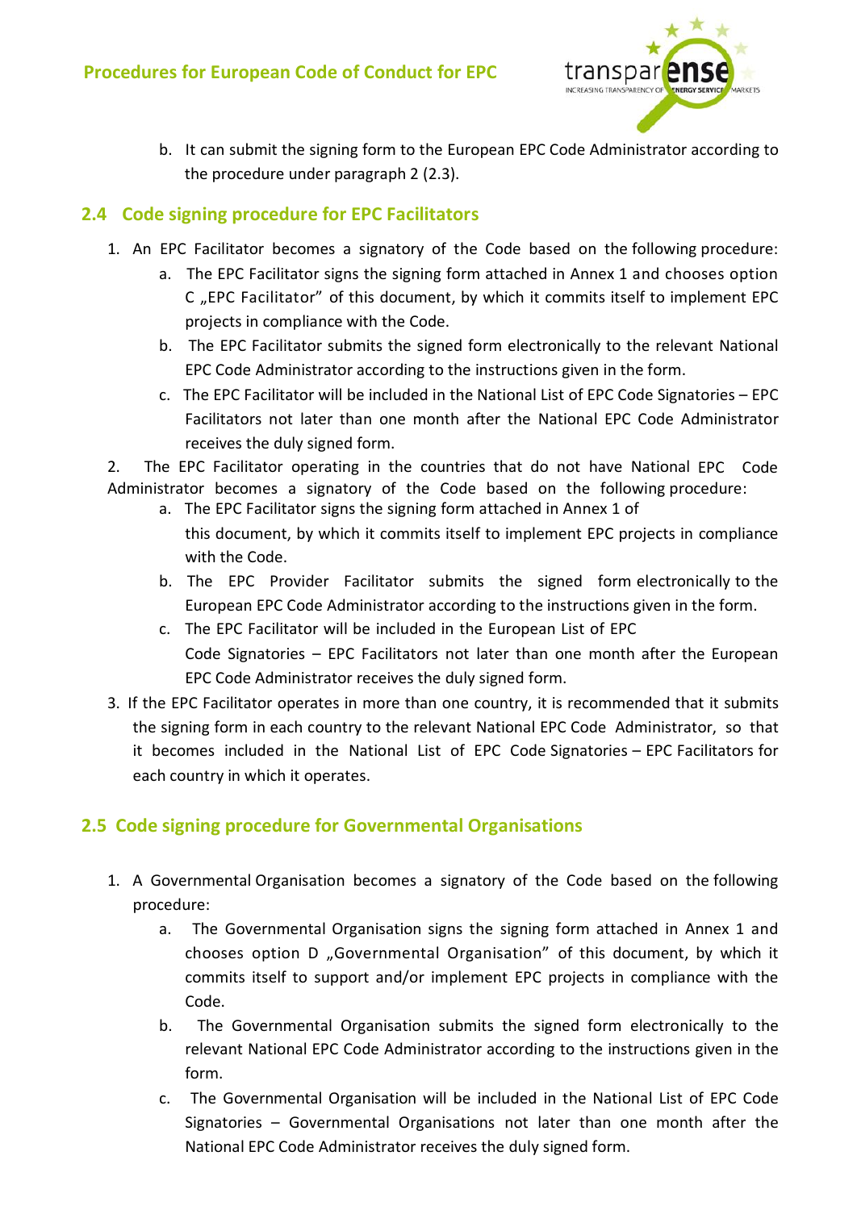b. It can submit the signing form to the European EPC Code Administrator according to the procedure under paragraph 2 (2.3).

## 2.4 Code signing procedure for EPC Facilitators

1. An EPC Facilitator becomes a signatory of the Code based on the following procedure:
   a. The EPC Facilitator signs the signing form attached in Annex 1 and chooses option C „EPC Facilitator" of this document, by which it commits itself to implement EPC projects in compliance with the Code.
   b. The EPC Facilitator submits the signed form electronically to the relevant National EPC Code Administrator according to the instructions given in the form.
   c. The EPC Facilitator will be included in the National List of EPC Code Signatories – EPC Facilitators not later than one month after the National EPC Code Administrator receives the duly signed form.
2. The EPC Facilitator operating in the countries that do not have National EPC Code Administrator becomes a signatory of the Code based on the following procedure:
   a. The EPC Facilitator signs the signing form attached in Annex 1 of this document, by which it commits itself to implement EPC projects in compliance with the Code.
   b. The EPC Provider Facilitator submits the signed form electronically to the European EPC Code Administrator according to the instructions given in the form.
   c. The EPC Facilitator will be included in the European List of EPC Code Signatories – EPC Facilitators not later than one month after the European EPC Code Administrator receives the duly signed form.
3. If the EPC Facilitator operates in more than one country, it is recommended that it submits the signing form in each country to the relevant National EPC Code Administrator, so that it becomes included in the National List of EPC Code Signatories – EPC Facilitators for each country in which it operates.

## 2.5 Code signing procedure for Governmental Organisations

1. A Governmental Organisation becomes a signatory of the Code based on the following procedure:
   a. The Governmental Organisation signs the signing form attached in Annex 1 and chooses option D „Governmental Organisation" of this document, by which it commits itself to support and/or implement EPC projects in compliance with the Code.
   b. The Governmental Organisation submits the signed form electronically to the relevant National EPC Code Administrator according to the instructions given in the form.
   c. The Governmental Organisation will be included in the National List of EPC Code Signatories – Governmental Organisations not later than one month after the National EPC Code Administrator receives the duly signed form.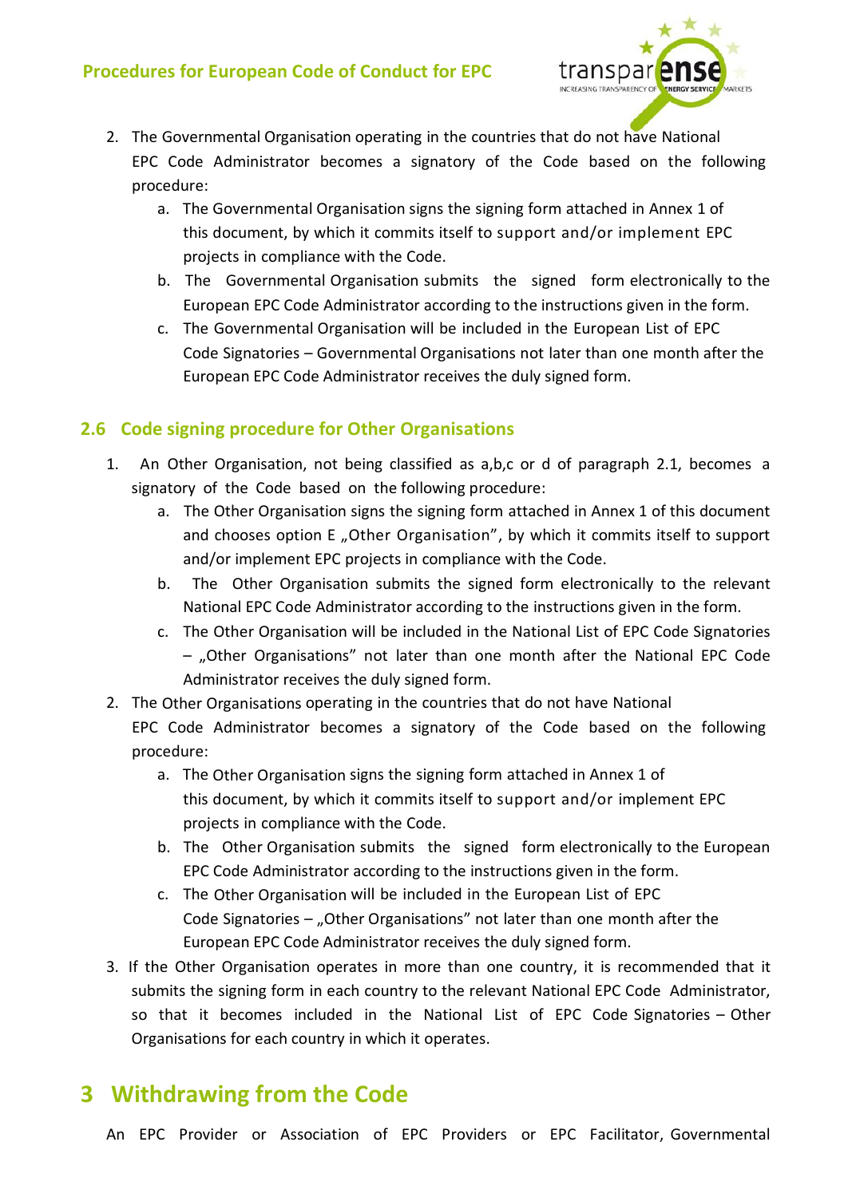2. The Governmental Organisation operating in the countries that do not have National EPC Code Administrator becomes a signatory of the Code based on the following procedure:
   a. The Governmental Organisation signs the signing form attached in Annex 1 of this document, by which it commits itself to support and/or implement EPC projects in compliance with the Code.
   b. The Governmental Organisation submits the signed form electronically to the European EPC Code Administrator according to the instructions given in the form.
   c. The Governmental Organisation will be included in the European List of EPC Code Signatories – Governmental Organisations not later than one month after the European EPC Code Administrator receives the duly signed form.

## 2.6 Code signing procedure for Other Organisations

1. An Other Organisation, not being classified as a,b,c or d of paragraph 2.1, becomes a signatory of the Code based on the following procedure:
   a. The Other Organisation signs the signing form attached in Annex 1 of this document and chooses option E „Other Organisation", by which it commits itself to support and/or implement EPC projects in compliance with the Code.
   b. The Other Organisation submits the signed form electronically to the relevant National EPC Code Administrator according to the instructions given in the form.
   c. The Other Organisation will be included in the National List of EPC Code Signatories – „Other Organisations" not later than one month after the National EPC Code Administrator receives the duly signed form.
2. The Other Organisations operating in the countries that do not have National EPC Code Administrator becomes a signatory of the Code based on the following procedure:
   a. The Other Organisation signs the signing form attached in Annex 1 of this document, by which it commits itself to support and/or implement EPC projects in compliance with the Code.
   b. The Other Organisation submits the signed form electronically to the European EPC Code Administrator according to the instructions given in the form.
   c. The Other Organisation will be included in the European List of EPC Code Signatories – „Other Organisations" not later than one month after the European EPC Code Administrator receives the duly signed form.
3. If the Other Organisation operates in more than one country, it is recommended that it submits the signing form in each country to the relevant National EPC Code Administrator, so that it becomes included in the National List of EPC Code Signatories – Other Organisations for each country in which it operates.

# 3 Withdrawing from the Code

An EPC Provider or Association of EPC Providers or EPC Facilitator, Governmental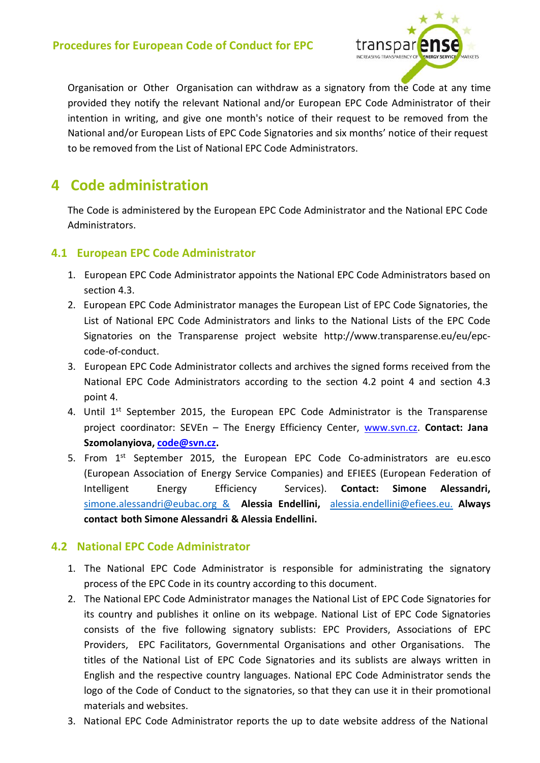Organisation or Other Organisation can withdraw as a signatory from the Code at any time provided they notify the relevant National and/or European EPC Code Administrator of their intention in writing, and give one month's notice of their request to be removed from the National and/or European Lists of EPC Code Signatories and six months' notice of their request to be removed from the List of National EPC Code Administrators.

# 4 Code administration

The Code is administered by the European EPC Code Administrator and the National EPC Code Administrators.

## 4.1 European EPC Code Administrator

1. European EPC Code Administrator appoints the National EPC Code Administrators based on section 4.3.
2. European EPC Code Administrator manages the European List of EPC Code Signatories, the List of National EPC Code Administrators and links to the National Lists of the EPC Code Signatories on the Transparense project website http://www.transparense.eu/eu/epc-code-of-conduct.
3. European EPC Code Administrator collects and archives the signed forms received from the National EPC Code Administrators according to the section 4.2 point 4 and section 4.3 point 4.
4. Until 1st September 2015, the European EPC Code Administrator is the Transparense project coordinator: SEVEn – The Energy Efficiency Center, www.svn.cz. **Contact: Jana Szomolanyiova, code@svn.cz.**
5. From 1st September 2015, the European EPC Code Co-administrators are eu.esco (European Association of Energy Service Companies) and EFIEES (European Federation of Intelligent Energy Efficiency Services). **Contact: Simone Alessandri,** simone.alessandri@eubac.org & **Alessia Endellini,** alessia.endellini@efiees.eu. **Always contact both Simone Alessandri & Alessia Endellini.**

## 4.2 National EPC Code Administrator

1. The National EPC Code Administrator is responsible for administrating the signatory process of the EPC Code in its country according to this document.
2. The National EPC Code Administrator manages the National List of EPC Code Signatories for its country and publishes it online on its webpage. National List of EPC Code Signatories consists of the five following signatory sublists: EPC Providers, Associations of EPC Providers, EPC Facilitators, Governmental Organisations and other Organisations. The titles of the National List of EPC Code Signatories and its sublists are always written in English and the respective country languages. National EPC Code Administrator sends the logo of the Code of Conduct to the signatories, so that they can use it in their promotional materials and websites.
3. National EPC Code Administrator reports the up to date website address of the National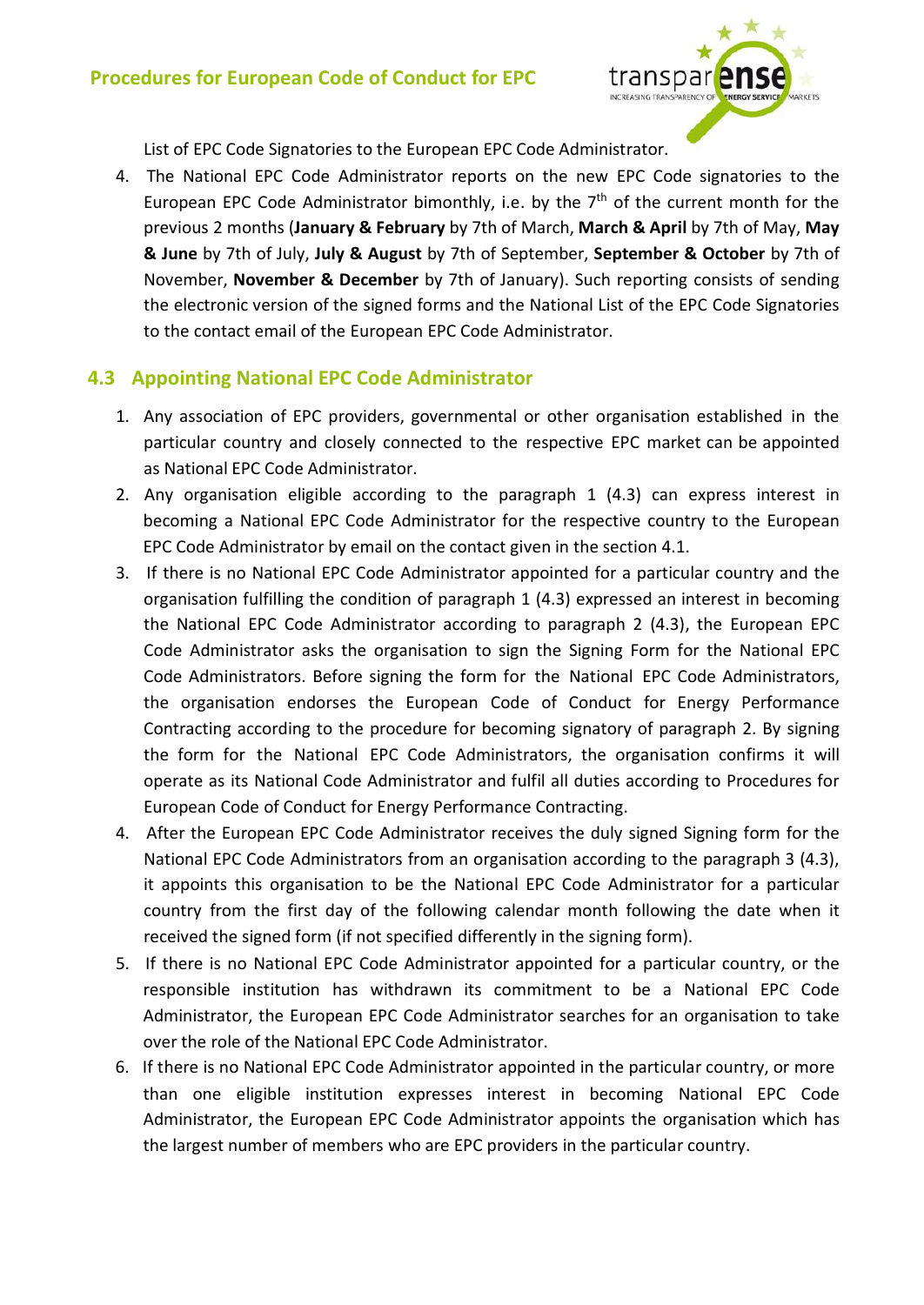List of EPC Code Signatories to the European EPC Code Administrator.

4. The National EPC Code Administrator reports on the new EPC Code signatories to the European EPC Code Administrator bimonthly, i.e. by the 7th of the current month for the previous 2 months (**January & February** by 7th of March, **March & April** by 7th of May, **May & June** by 7th of July, **July & August** by 7th of September, **September & October** by 7th of November, **November & December** by 7th of January). Such reporting consists of sending the electronic version of the signed forms and the National List of the EPC Code Signatories to the contact email of the European EPC Code Administrator.

## 4.3 Appointing National EPC Code Administrator

1. Any association of EPC providers, governmental or other organisation established in the particular country and closely connected to the respective EPC market can be appointed as National EPC Code Administrator.
2. Any organisation eligible according to the paragraph 1 (4.3) can express interest in becoming a National EPC Code Administrator for the respective country to the European EPC Code Administrator by email on the contact given in the section 4.1.
3. If there is no National EPC Code Administrator appointed for a particular country and the organisation fulfilling the condition of paragraph 1 (4.3) expressed an interest in becoming the National EPC Code Administrator according to paragraph 2 (4.3), the European EPC Code Administrator asks the organisation to sign the Signing Form for the National EPC Code Administrators. Before signing the form for the National EPC Code Administrators, the organisation endorses the European Code of Conduct for Energy Performance Contracting according to the procedure for becoming signatory of paragraph 2. By signing the form for the National EPC Code Administrators, the organisation confirms it will operate as its National Code Administrator and fulfil all duties according to Procedures for European Code of Conduct for Energy Performance Contracting.
4. After the European EPC Code Administrator receives the duly signed Signing form for the National EPC Code Administrators from an organisation according to the paragraph 3 (4.3), it appoints this organisation to be the National EPC Code Administrator for a particular country from the first day of the following calendar month following the date when it received the signed form (if not specified differently in the signing form).
5. If there is no National EPC Code Administrator appointed for a particular country, or the responsible institution has withdrawn its commitment to be a National EPC Code Administrator, the European EPC Code Administrator searches for an organisation to take over the role of the National EPC Code Administrator.
6. If there is no National EPC Code Administrator appointed in the particular country, or more than one eligible institution expresses interest in becoming National EPC Code Administrator, the European EPC Code Administrator appoints the organisation which has the largest number of members who are EPC providers in the particular country.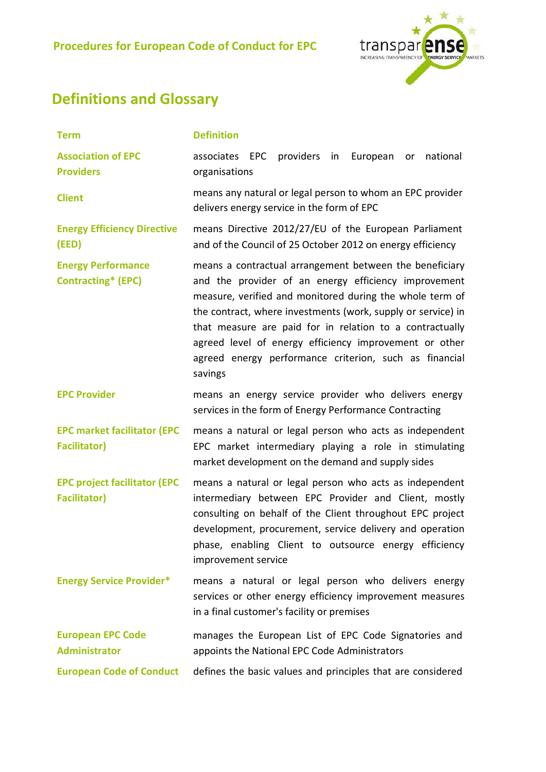## Definitions and Glossary

| Term | Definition |
|---|---|
| Association of EPC Providers | associates EPC providers in European or national organisations |
| Client | means any natural or legal person to whom an EPC provider delivers energy service in the form of EPC |
| Energy Efficiency Directive (EED) | means Directive 2012/27/EU of the European Parliament and of the Council of 25 October 2012 on energy efficiency |
| Energy Performance Contracting* (EPC) | means a contractual arrangement between the beneficiary and the provider of an energy efficiency improvement measure, verified and monitored during the whole term of the contract, where investments (work, supply or service) in that measure are paid for in relation to a contractually agreed level of energy efficiency improvement or other agreed energy performance criterion, such as financial savings |
| EPC Provider | means an energy service provider who delivers energy services in the form of Energy Performance Contracting |
| EPC market facilitator (EPC Facilitator) | means a natural or legal person who acts as independent EPC market intermediary playing a role in stimulating market development on the demand and supply sides |
| EPC project facilitator (EPC Facilitator) | means a natural or legal person who acts as independent intermediary between EPC Provider and Client, mostly consulting on behalf of the Client throughout EPC project development, procurement, service delivery and operation phase, enabling Client to outsource energy efficiency improvement service |
| Energy Service Provider* | means a natural or legal person who delivers energy services or other energy efficiency improvement measures in a final customer's facility or premises |
| European EPC Code Administrator | manages the European List of EPC Code Signatories and appoints the National EPC Code Administrators |
| European Code of Conduct | defines the basic values and principles that are considered |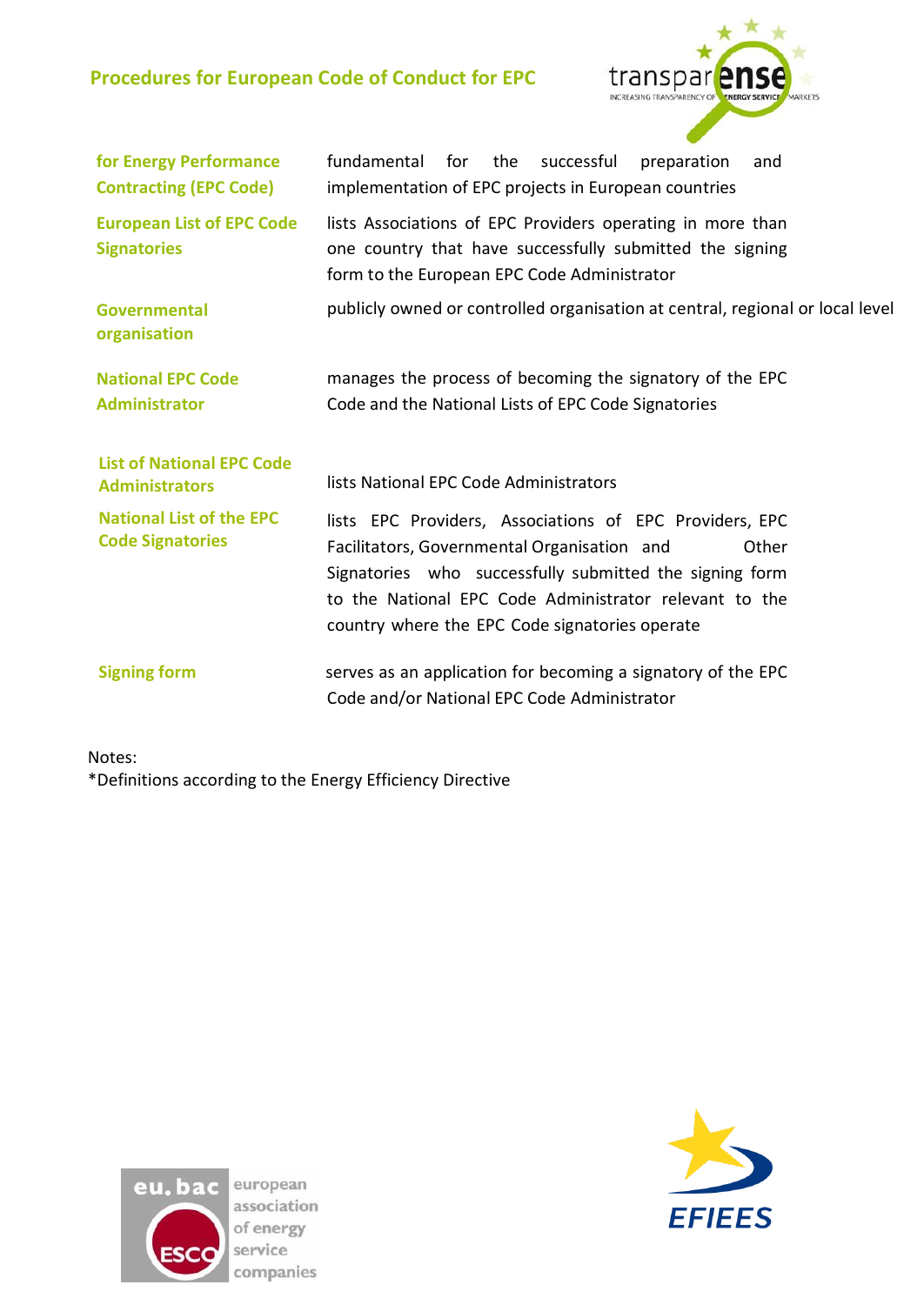| | |
|---|---|
| **for Energy Performance Contracting (EPC Code)** | fundamental for the successful preparation and implementation of EPC projects in European countries |
| **European List of EPC Code Signatories** | lists Associations of EPC Providers operating in more than one country that have successfully submitted the signing form to the European EPC Code Administrator |
| **Governmental organisation** | publicly owned or controlled organisation at central, regional or local level |
| **National EPC Code Administrator** | manages the process of becoming the signatory of the EPC Code and the National Lists of EPC Code Signatories |
| **List of National EPC Code Administrators** | lists National EPC Code Administrators |
| **National List of the EPC Code Signatories** | lists EPC Providers, Associations of EPC Providers, EPC Facilitators, Governmental Organisation and Other Signatories who successfully submitted the signing form to the National EPC Code Administrator relevant to the country where the EPC Code signatories operate |
| **Signing form** | serves as an application for becoming a signatory of the EPC Code and/or National EPC Code Administrator |

Notes:
*Definitions according to the Energy Efficiency Directive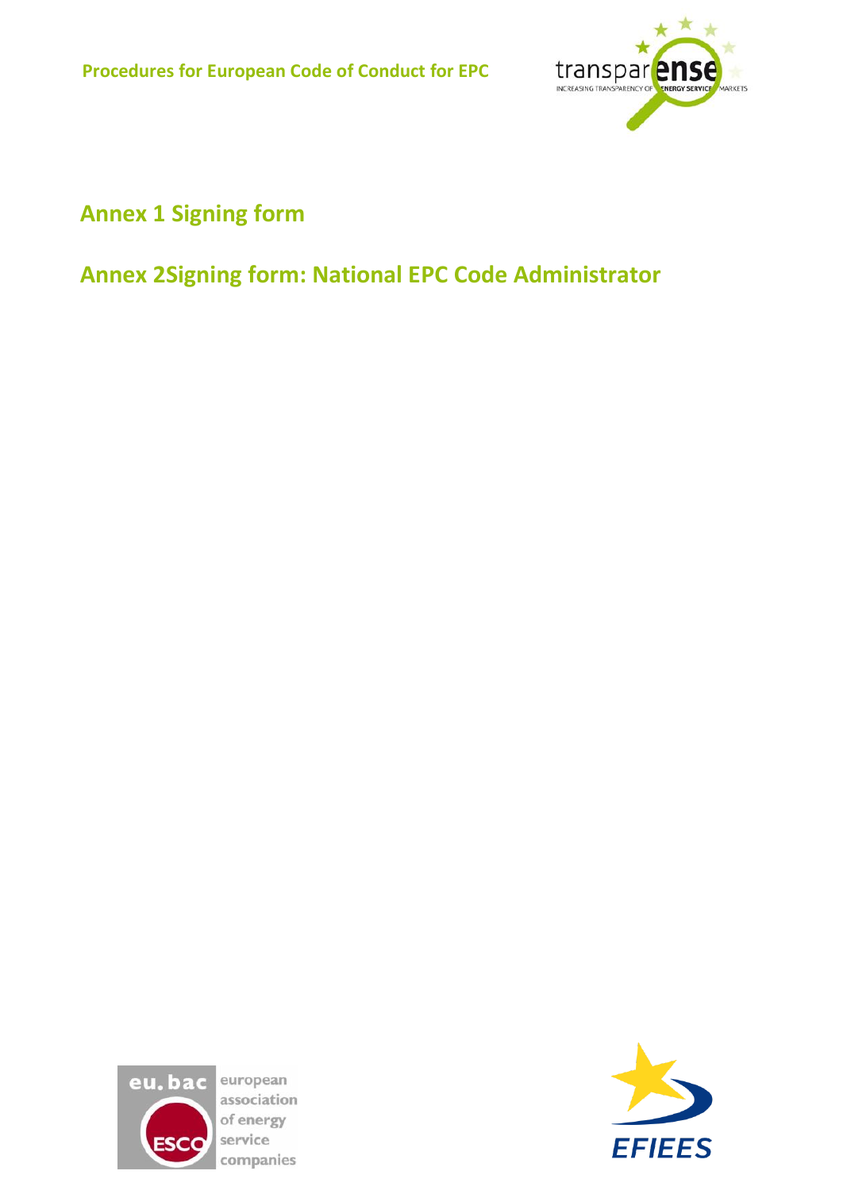## Annex 1 Signing form

## Annex 2Signing form: National EPC Code Administrator